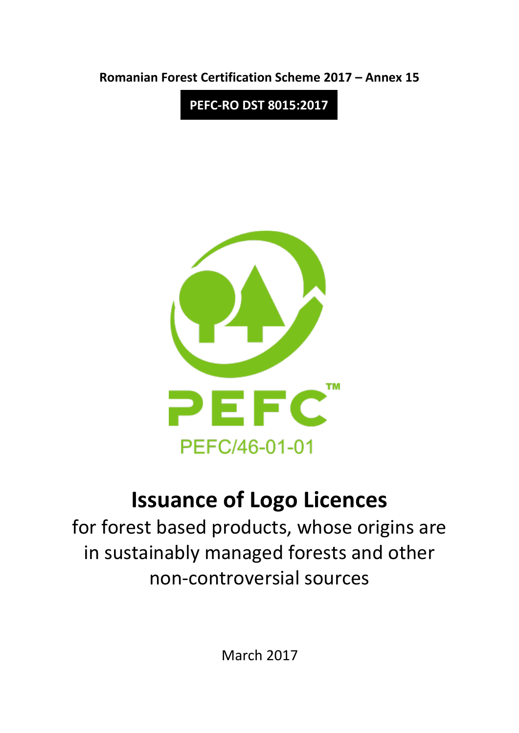**Romanian Forest Certification Scheme 2017 – Annex 15**

**PEFC-RO DST 8015:2017**

PEFC™

PEFC/46-01-01

# Issuance of Logo Licences

for forest based products, whose origins are in sustainably managed forests and other non-controversial sources

March 2017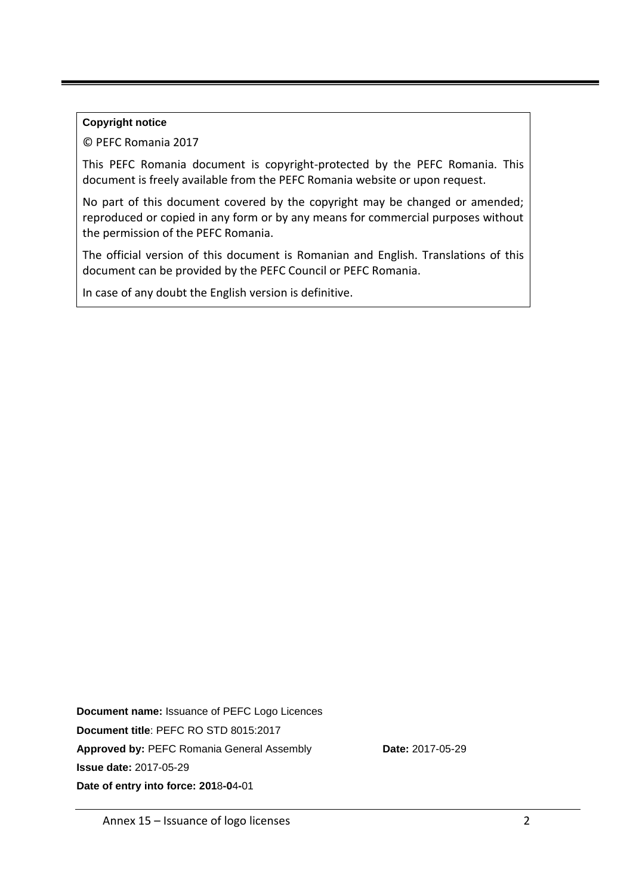**Copyright notice**

© PEFC Romania 2017

This PEFC Romania document is copyright-protected by the PEFC Romania. This document is freely available from the PEFC Romania website or upon request.

No part of this document covered by the copyright may be changed or amended; reproduced or copied in any form or by any means for commercial purposes without the permission of the PEFC Romania.

The official version of this document is Romanian and English. Translations of this document can be provided by the PEFC Council or PEFC Romania.

In case of any doubt the English version is definitive.

**Document name:** Issuance of PEFC Logo Licences

**Document title**: PEFC RO STD 8015:2017

**Approved by:** PEFC Romania General Assembly **Date:** 2017-05-29

**Issue date:** 2017-05-29

**Date of entry into force: 201**8**-0**4**-**01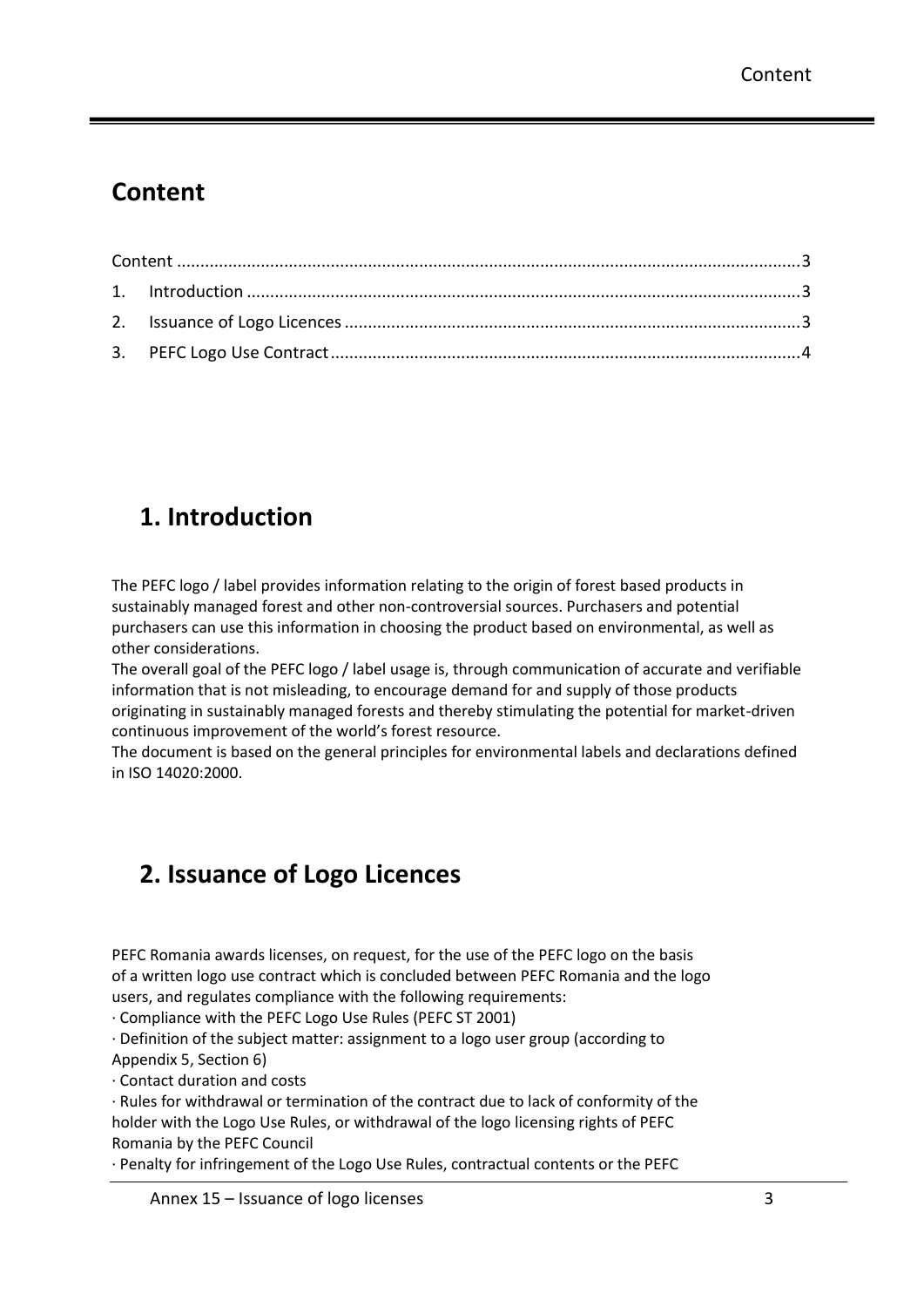## Content

Content ....................................................................................................................................3
1. Introduction ....................................................................................................................3
2. Issuance of Logo Licences ................................................................................................3
3. PEFC Logo Use Contract ...................................................................................................4

## 1. Introduction

The PEFC logo / label provides information relating to the origin of forest based products in sustainably managed forest and other non-controversial sources. Purchasers and potential purchasers can use this information in choosing the product based on environmental, as well as other considerations.
The overall goal of the PEFC logo / label usage is, through communication of accurate and verifiable information that is not misleading, to encourage demand for and supply of those products originating in sustainably managed forests and thereby stimulating the potential for market-driven continuous improvement of the world's forest resource.
The document is based on the general principles for environmental labels and declarations defined in ISO 14020:2000.

## 2. Issuance of Logo Licences

PEFC Romania awards licenses, on request, for the use of the PEFC logo on the basis of a written logo use contract which is concluded between PEFC Romania and the logo users, and regulates compliance with the following requirements:
· Compliance with the PEFC Logo Use Rules (PEFC ST 2001)
· Definition of the subject matter: assignment to a logo user group (according to Appendix 5, Section 6)
· Contact duration and costs
· Rules for withdrawal or termination of the contract due to lack of conformity of the holder with the Logo Use Rules, or withdrawal of the logo licensing rights of PEFC Romania by the PEFC Council
· Penalty for infringement of the Logo Use Rules, contractual contents or the PEFC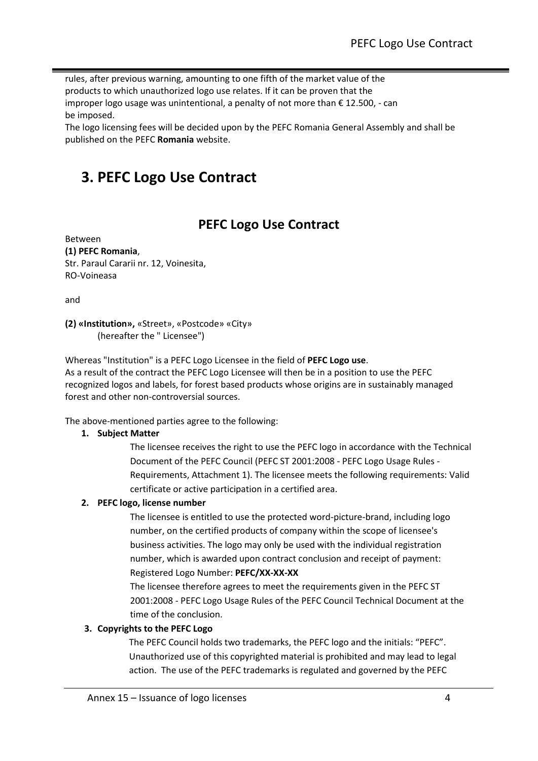rules, after previous warning, amounting to one fifth of the market value of the products to which unauthorized logo use relates. If it can be proven that the improper logo usage was unintentional, a penalty of not more than € 12.500, - can be imposed.

The logo licensing fees will be decided upon by the PEFC Romania General Assembly and shall be published on the PEFC **Romania** website.

# 3. PEFC Logo Use Contract

## PEFC Logo Use Contract

Between

**(1) PEFC Romania**,
Str. Paraul Cararii nr. 12, Voinesita,
RO-Voineasa

and

**(2) «Institution»,** «Street», «Postcode» «City»
(hereafter the " Licensee")

Whereas "Institution" is a PEFC Logo Licensee in the field of **PEFC Logo use**.
As a result of the contract the PEFC Logo Licensee will then be in a position to use the PEFC recognized logos and labels, for forest based products whose origins are in sustainably managed forest and other non-controversial sources.

The above-mentioned parties agree to the following:

1. **Subject Matter**

   The licensee receives the right to use the PEFC logo in accordance with the Technical Document of the PEFC Council (PEFC ST 2001:2008 - PEFC Logo Usage Rules - Requirements, Attachment 1). The licensee meets the following requirements: Valid certificate or active participation in a certified area.

2. **PEFC logo, license number**

   The licensee is entitled to use the protected word-picture-brand, including logo number, on the certified products of company within the scope of licensee's business activities. The logo may only be used with the individual registration number, which is awarded upon contract conclusion and receipt of payment: Registered Logo Number: **PEFC/XX-XX-XX**

   The licensee therefore agrees to meet the requirements given in the PEFC ST 2001:2008 - PEFC Logo Usage Rules of the PEFC Council Technical Document at the time of the conclusion.

3. **Copyrights to the PEFC Logo**

   The PEFC Council holds two trademarks, the PEFC logo and the initials: "PEFC". Unauthorized use of this copyrighted material is prohibited and may lead to legal action. The use of the PEFC trademarks is regulated and governed by the PEFC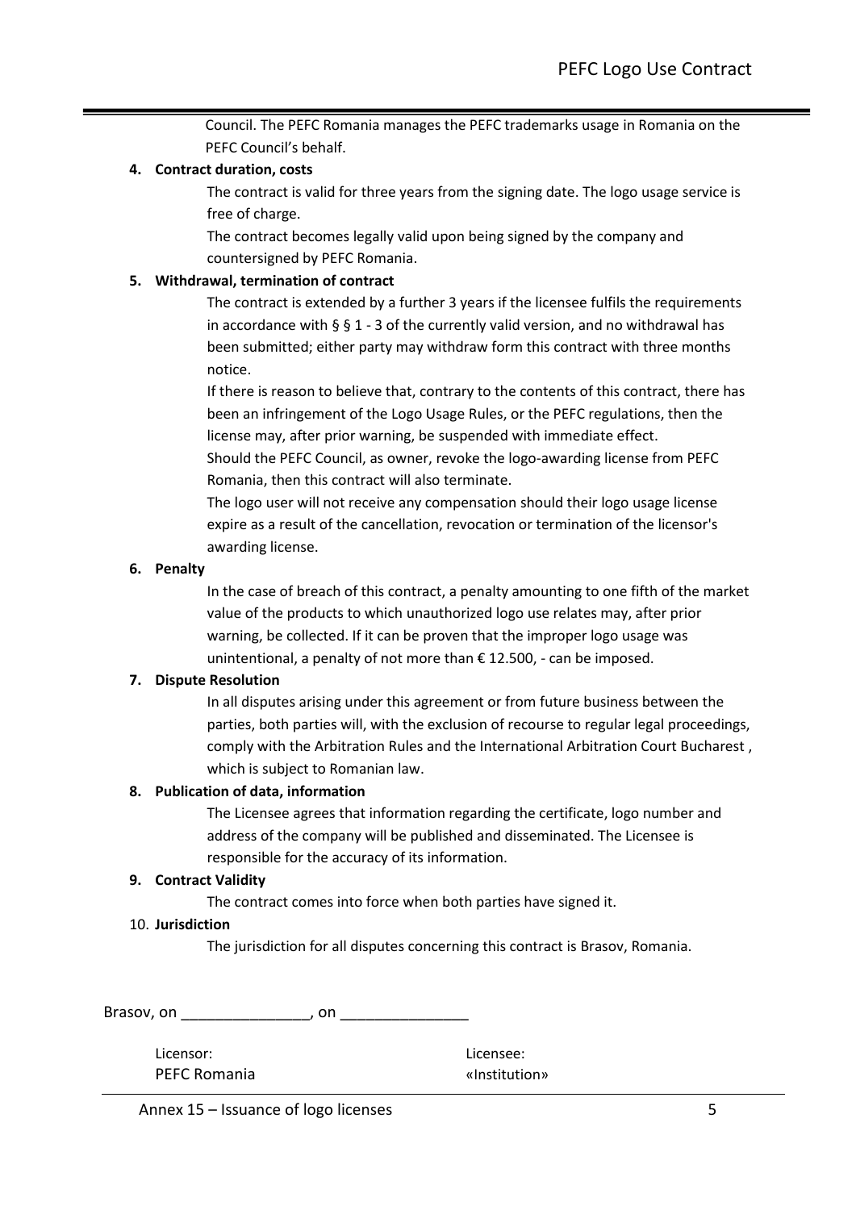Council. The PEFC Romania manages the PEFC trademarks usage in Romania on the PEFC Council's behalf.

**4. Contract duration, costs**

The contract is valid for three years from the signing date. The logo usage service is free of charge.

The contract becomes legally valid upon being signed by the company and countersigned by PEFC Romania.

**5. Withdrawal, termination of contract**

The contract is extended by a further 3 years if the licensee fulfils the requirements in accordance with § § 1 - 3 of the currently valid version, and no withdrawal has been submitted; either party may withdraw form this contract with three months notice.

If there is reason to believe that, contrary to the contents of this contract, there has been an infringement of the Logo Usage Rules, or the PEFC regulations, then the license may, after prior warning, be suspended with immediate effect.

Should the PEFC Council, as owner, revoke the logo-awarding license from PEFC Romania, then this contract will also terminate.

The logo user will not receive any compensation should their logo usage license expire as a result of the cancellation, revocation or termination of the licensor's awarding license.

**6. Penalty**

In the case of breach of this contract, a penalty amounting to one fifth of the market value of the products to which unauthorized logo use relates may, after prior warning, be collected. If it can be proven that the improper logo usage was unintentional, a penalty of not more than € 12.500, - can be imposed.

**7. Dispute Resolution**

In all disputes arising under this agreement or from future business between the parties, both parties will, with the exclusion of recourse to regular legal proceedings, comply with the Arbitration Rules and the International Arbitration Court Bucharest , which is subject to Romanian law.

**8. Publication of data, information**

The Licensee agrees that information regarding the certificate, logo number and address of the company will be published and disseminated. The Licensee is responsible for the accuracy of its information.

**9. Contract Validity**

The contract comes into force when both parties have signed it.

10. **Jurisdiction**

The jurisdiction for all disputes concerning this contract is Brasov, Romania.

Brasov, on _______________, on _______________

| | |
|---|---|
| Licensor: | Licensee: |
| PEFC Romania | «Institution» |

Annex 15 – Issuance of logo licenses